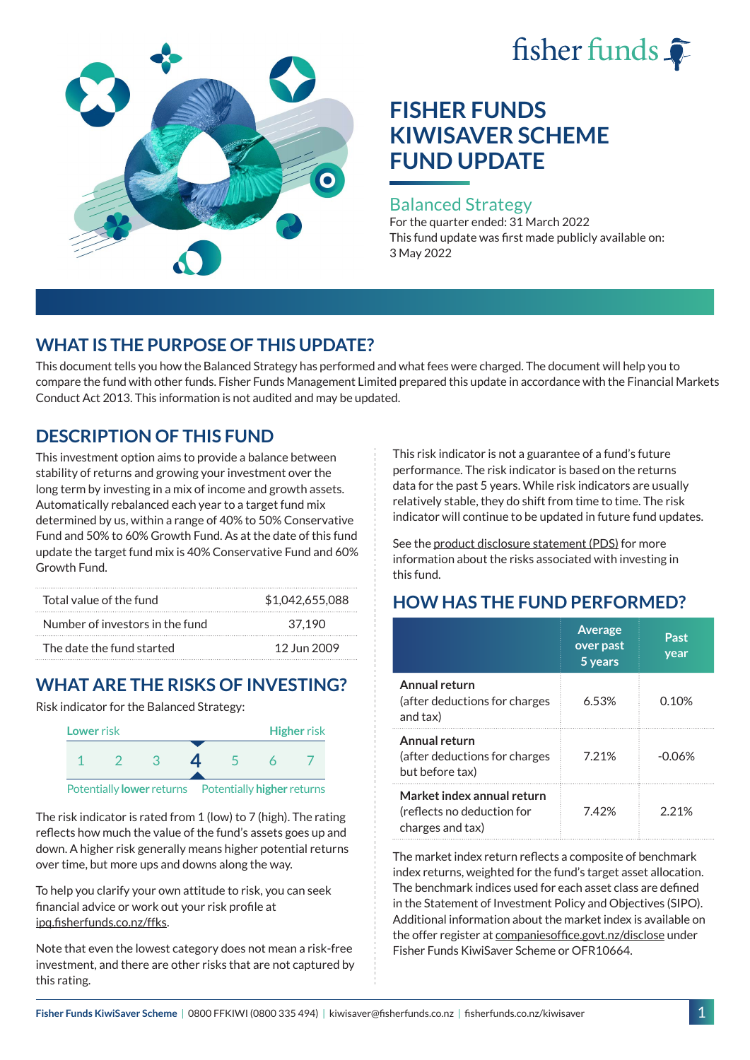fisher funds

# FISHER FUNDS KIWISAVER SCHEME FUND UPDATE

## Balanced Strategy

For the quarter ended: 31 March 2022

This fund update was first made publicly available on: 3 May 2022

## WHAT IS THE PURPOSE OF THIS UPDATE?

This document tells you how the Balanced Strategy has performed and what fees were charged. The document will help you to compare the fund with other funds. Fisher Funds Management Limited prepared this update in accordance with the Financial Markets Conduct Act 2013. This information is not audited and may be updated.

## DESCRIPTION OF THIS FUND

This investment option aims to provide a balance between stability of returns and growing your investment over the long term by investing in a mix of income and growth assets. Automatically rebalanced each year to a target fund mix determined by us, within a range of 40% to 50% Conservative Fund and 50% to 60% Growth Fund. As at the date of this fund update the target fund mix is 40% Conservative Fund and 60% Growth Fund.

| | |
|---|---|
| Total value of the fund | $1,042,655,088 |
| Number of investors in the fund | 37,190 |
| The date the fund started | 12 Jun 2009 |

## WHAT ARE THE RISKS OF INVESTING?

Risk indicator for the Balanced Strategy:

Lower risk — Higher risk

1 2 3 **4** 5 6 7

Potentially lower returns — Potentially higher returns

The risk indicator is rated from 1 (low) to 7 (high). The rating reflects how much the value of the fund's assets goes up and down. A higher risk generally means higher potential returns over time, but more ups and downs along the way.

To help you clarify your own attitude to risk, you can seek financial advice or work out your risk profile at ipq.fisherfunds.co.nz/ffks.

Note that even the lowest category does not mean a risk-free investment, and there are other risks that are not captured by this rating.

This risk indicator is not a guarantee of a fund's future performance. The risk indicator is based on the returns data for the past 5 years. While risk indicators are usually relatively stable, they do shift from time to time. The risk indicator will continue to be updated in future fund updates.

See the product disclosure statement (PDS) for more information about the risks associated with investing in this fund.

## HOW HAS THE FUND PERFORMED?

| | Average over past 5 years | Past year |
|---|---|---|
| **Annual return** (after deductions for charges and tax) | 6.53% | 0.10% |
| **Annual return** (after deductions for charges but before tax) | 7.21% | -0.06% |
| **Market index annual return** (reflects no deduction for charges and tax) | 7.42% | 2.21% |

The market index return reflects a composite of benchmark index returns, weighted for the fund's target asset allocation. The benchmark indices used for each asset class are defined in the Statement of Investment Policy and Objectives (SIPO). Additional information about the market index is available on the offer register at companiesoffice.govt.nz/disclose under Fisher Funds KiwiSaver Scheme or OFR10664.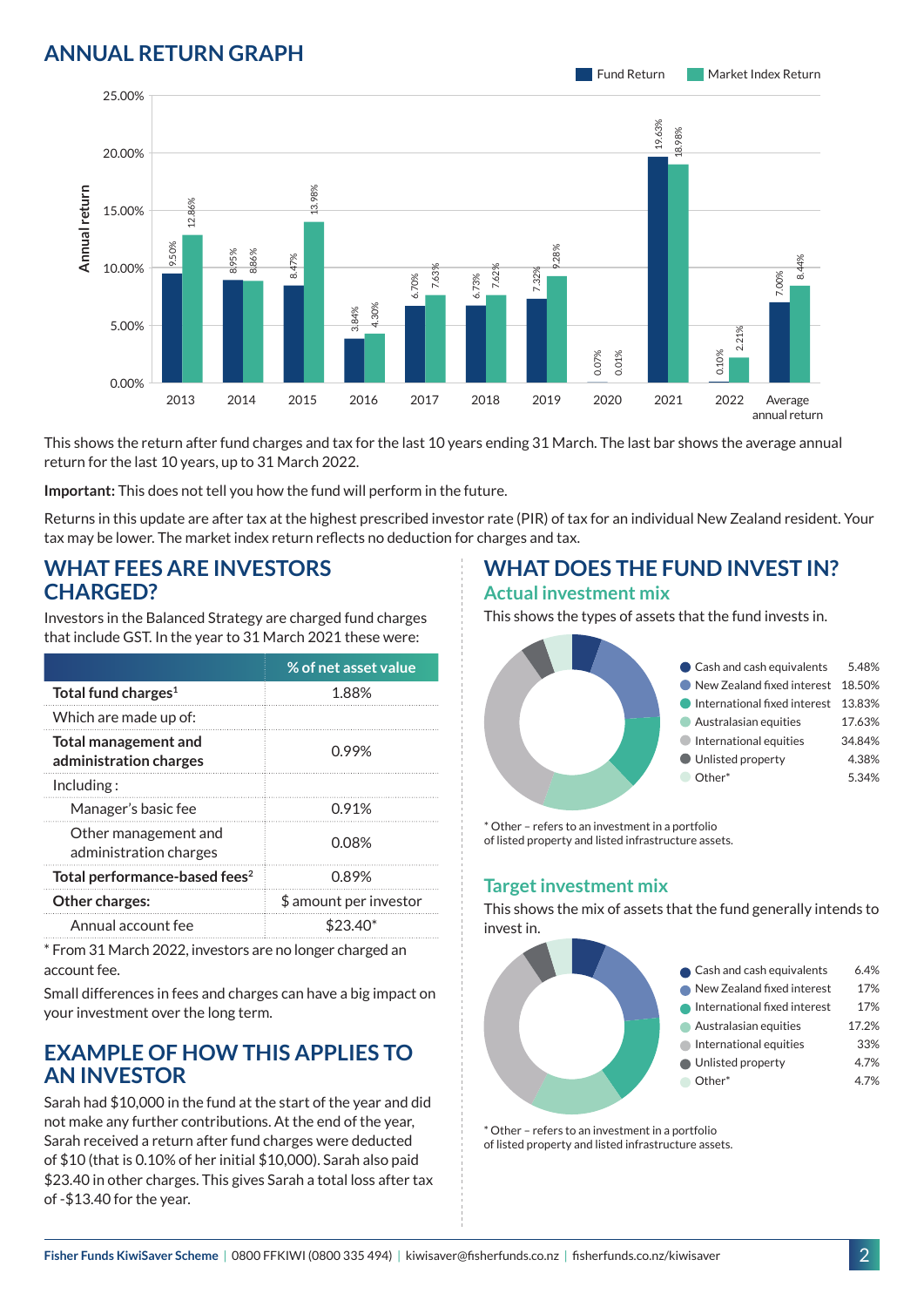## ANNUAL RETURN GRAPH

| Year | Fund Return | Market Index Return |
|---|---|---|
| 2013 | 9.50% | 12.86% |
| 2014 | 8.95% | 8.86% |
| 2015 | 8.47% | 13.98% |
| 2016 | 3.84% | 4.30% |
| 2017 | 6.70% | 7.63% |
| 2018 | 6.73% | 7.62% |
| 2019 | 7.32% | 9.28% |
| 2020 | 0.07% | 0.01% |
| 2021 | 19.63% | 18.98% |
| 2022 | 0.10% | 2.21% |
| Average annual return | 7.00% | 8.44% |

This shows the return after fund charges and tax for the last 10 years ending 31 March. The last bar shows the average annual return for the last 10 years, up to 31 March 2022.

**Important:** This does not tell you how the fund will perform in the future.

Returns in this update are after tax at the highest prescribed investor rate (PIR) of tax for an individual New Zealand resident. Your tax may be lower. The market index return reflects no deduction for charges and tax.

## WHAT FEES ARE INVESTORS CHARGED?

Investors in the Balanced Strategy are charged fund charges that include GST. In the year to 31 March 2021 these were:

| | % of net asset value |
|---|---|
| **Total fund charges**[1] | 1.88% |
| Which are made up of: | |
| **Total management and administration charges** | 0.99% |
| Including: | |
| Manager's basic fee | 0.91% |
| Other management and administration charges | 0.08% |
| **Total performance-based fees**[2] | 0.89% |
| **Other charges:** | $ amount per investor |
| Annual account fee | $23.40* |

* From 31 March 2022, investors are no longer charged an account fee.

Small differences in fees and charges can have a big impact on your investment over the long term.

## EXAMPLE OF HOW THIS APPLIES TO AN INVESTOR

Sarah had $10,000 in the fund at the start of the year and did not make any further contributions. At the end of the year, Sarah received a return after fund charges were deducted of $10 (that is 0.10% of her initial $10,000). Sarah also paid $23.40 in other charges. This gives Sarah a total loss after tax of -$13.40 for the year.

## WHAT DOES THE FUND INVEST IN?

### Actual investment mix

This shows the types of assets that the fund invests in.

| Asset | % |
|---|---|
| Cash and cash equivalents | 5.48% |
| New Zealand fixed interest | 18.50% |
| International fixed interest | 13.83% |
| Australasian equities | 17.63% |
| International equities | 34.84% |
| Unlisted property | 4.38% |
| Other* | 5.34% |

* Other – refers to an investment in a portfolio of listed property and listed infrastructure assets.

### Target investment mix

This shows the mix of assets that the fund generally intends to invest in.

| Asset | % |
|---|---|
| Cash and cash equivalents | 6.4% |
| New Zealand fixed interest | 17% |
| International fixed interest | 17% |
| Australasian equities | 17.2% |
| International equities | 33% |
| Unlisted property | 4.7% |
| Other* | 4.7% |

* Other – refers to an investment in a portfolio of listed property and listed infrastructure assets.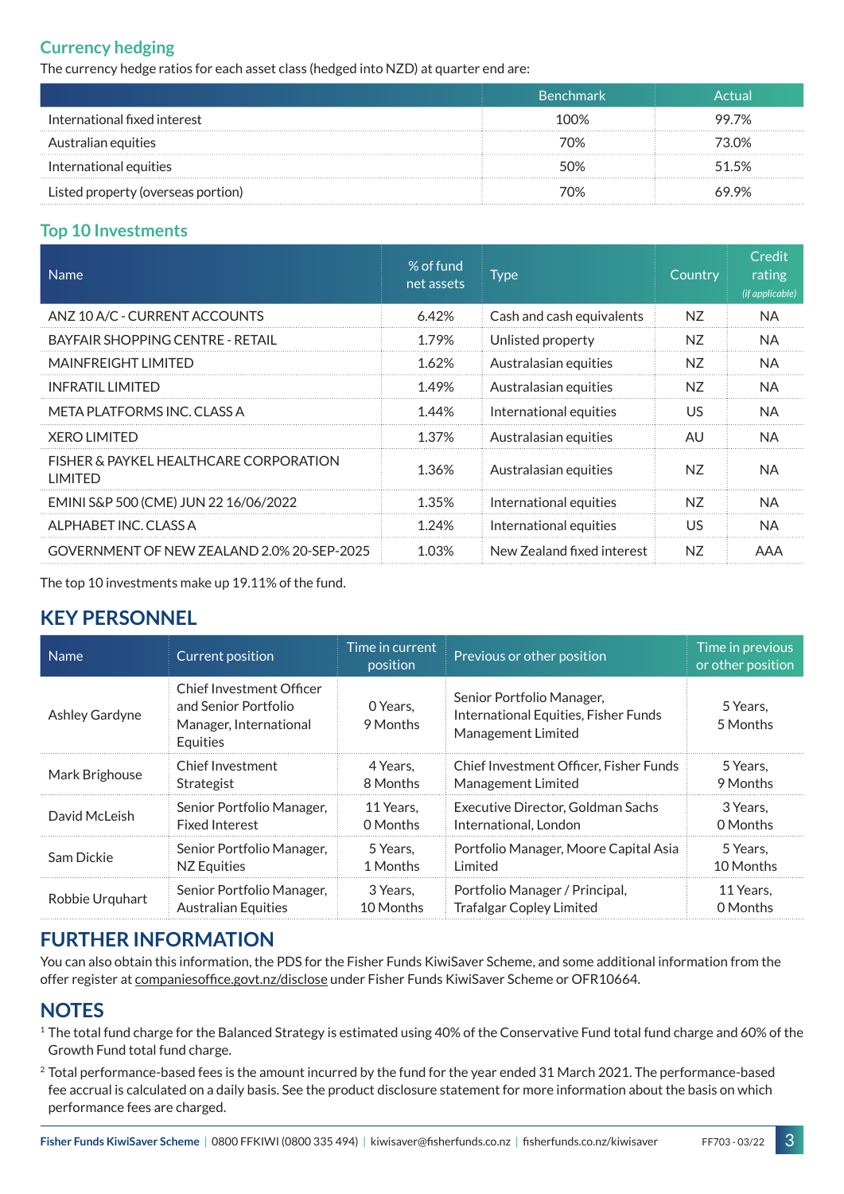## Currency hedging

The currency hedge ratios for each asset class (hedged into NZD) at quarter end are:

| | Benchmark | Actual |
|---|---|---|
| International fixed interest | 100% | 99.7% |
| Australian equities | 70% | 73.0% |
| International equities | 50% | 51.5% |
| Listed property (overseas portion) | 70% | 69.9% |

## Top 10 Investments

| Name | % of fund net assets | Type | Country | Credit rating *(if applicable)* |
|---|---|---|---|---|
| ANZ 10 A/C - CURRENT ACCOUNTS | 6.42% | Cash and cash equivalents | NZ | NA |
| BAYFAIR SHOPPING CENTRE - RETAIL | 1.79% | Unlisted property | NZ | NA |
| MAINFREIGHT LIMITED | 1.62% | Australasian equities | NZ | NA |
| INFRATIL LIMITED | 1.49% | Australasian equities | NZ | NA |
| META PLATFORMS INC. CLASS A | 1.44% | International equities | US | NA |
| XERO LIMITED | 1.37% | Australasian equities | AU | NA |
| FISHER & PAYKEL HEALTHCARE CORPORATION LIMITED | 1.36% | Australasian equities | NZ | NA |
| EMINI S&P 500 (CME) JUN 22 16/06/2022 | 1.35% | International equities | NZ | NA |
| ALPHABET INC. CLASS A | 1.24% | International equities | US | NA |
| GOVERNMENT OF NEW ZEALAND 2.0% 20-SEP-2025 | 1.03% | New Zealand fixed interest | NZ | AAA |

The top 10 investments make up 19.11% of the fund.

# KEY PERSONNEL

| Name | Current position | Time in current position | Previous or other position | Time in previous or other position |
|---|---|---|---|---|
| Ashley Gardyne | Chief Investment Officer and Senior Portfolio Manager, International Equities | 0 Years, 9 Months | Senior Portfolio Manager, International Equities, Fisher Funds Management Limited | 5 Years, 5 Months |
| Mark Brighouse | Chief Investment Strategist | 4 Years, 8 Months | Chief Investment Officer, Fisher Funds Management Limited | 5 Years, 9 Months |
| David McLeish | Senior Portfolio Manager, Fixed Interest | 11 Years, 0 Months | Executive Director, Goldman Sachs International, London | 3 Years, 0 Months |
| Sam Dickie | Senior Portfolio Manager, NZ Equities | 5 Years, 1 Months | Portfolio Manager, Moore Capital Asia Limited | 5 Years, 10 Months |
| Robbie Urquhart | Senior Portfolio Manager, Australian Equities | 3 Years, 10 Months | Portfolio Manager / Principal, Trafalgar Copley Limited | 11 Years, 0 Months |

# FURTHER INFORMATION

You can also obtain this information, the PDS for the Fisher Funds KiwiSaver Scheme, and some additional information from the offer register at companiesoffice.govt.nz/disclose under Fisher Funds KiwiSaver Scheme or OFR10664.

# NOTES

[1] The total fund charge for the Balanced Strategy is estimated using 40% of the Conservative Fund total fund charge and 60% of the Growth Fund total fund charge.

[2] Total performance-based fees is the amount incurred by the fund for the year ended 31 March 2021. The performance-based fee accrual is calculated on a daily basis. See the product disclosure statement for more information about the basis on which performance fees are charged.

**Fisher Funds KiwiSaver Scheme** | 0800 FFKIWI (0800 335 494) | kiwisaver@fisherfunds.co.nz | fisherfunds.co.nz/kiwisaver FF703 - 03/22